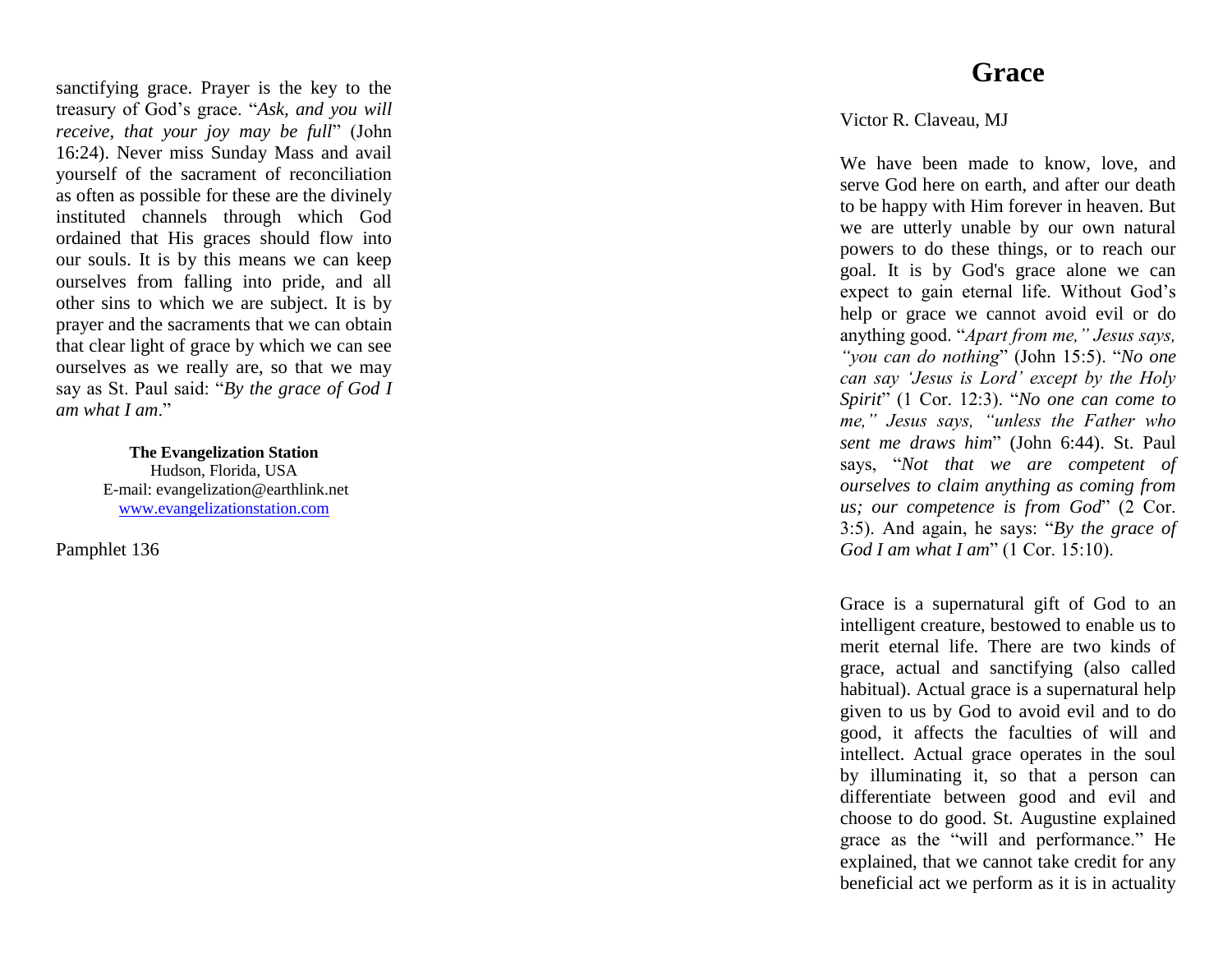# Grace

Victor R. Claveau, MJ

We have been made to know, love, and serve God here on earth, and after our death to be happy with Him forever in heaven. But we are utterly unable by our own natural powers to do these things, or to reach our goal. It is by God's grace alone we can expect to gain eternal life. Without God's help or grace we cannot avoid evil or do anything good. "*Apart from me," Jesus says, "you can do nothing*" (John 15:5). "*No one can say 'Jesus is Lord' except by the Holy Spirit*" (1 Cor. 12:3). "*No one can come to me," Jesus says, "unless the Father who sent me draws him*" (John 6:44). St. Paul says, "*Not that we are competent of ourselves to claim anything as coming from us; our competence is from God*" (2 Cor. 3:5). And again, he says: "*By the grace of God I am what I am*" (1 Cor. 15:10).

Grace is a supernatural gift of God to an intelligent creature, bestowed to enable us to merit eternal life. There are two kinds of grace, actual and sanctifying (also called habitual). Actual grace is a supernatural help given to us by God to avoid evil and to do good, it affects the faculties of will and intellect. Actual grace operates in the soul by illuminating it, so that a person can differentiate between good and evil and choose to do good. St. Augustine explained grace as the "will and performance." He explained, that we cannot take credit for any beneficial act we perform as it is in actuality

sanctifying grace. Prayer is the key to the treasury of God's grace. "*Ask, and you will receive, that your joy may be full*" (John 16:24). Never miss Sunday Mass and avail yourself of the sacrament of reconciliation as often as possible for these are the divinely instituted channels through which God ordained that His graces should flow into our souls. It is by this means we can keep ourselves from falling into pride, and all other sins to which we are subject. It is by prayer and the sacraments that we can obtain that clear light of grace by which we can see ourselves as we really are, so that we may say as St. Paul said: "*By the grace of God I am what I am*."

**The Evangelization Station**
Hudson, Florida, USA
E-mail: evangelization@earthlink.net
www.evangelizationstation.com

Pamphlet 136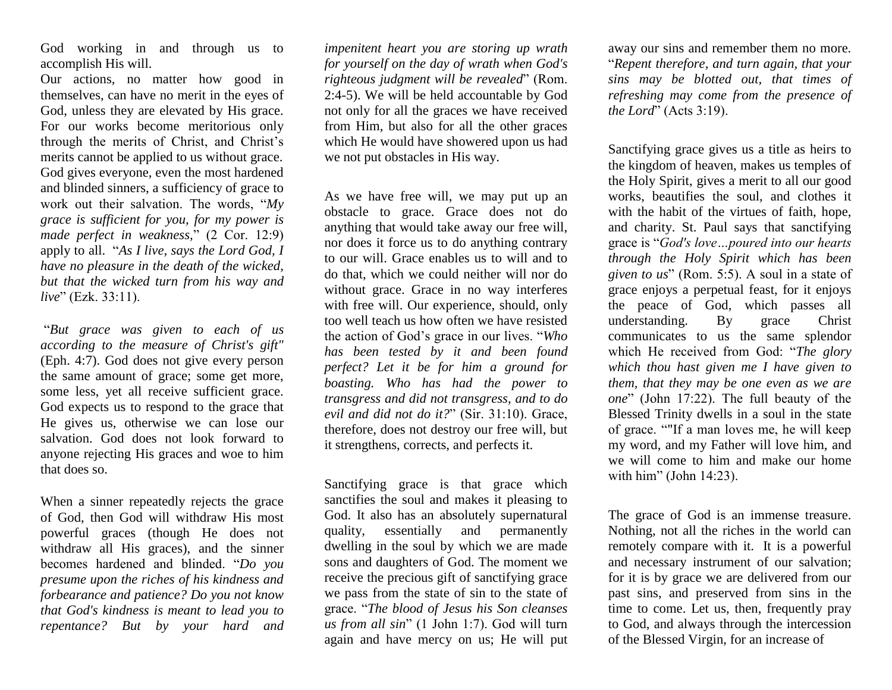God working in and through us to accomplish His will.

Our actions, no matter how good in themselves, can have no merit in the eyes of God, unless they are elevated by His grace. For our works become meritorious only through the merits of Christ, and Christ's merits cannot be applied to us without grace. God gives everyone, even the most hardened and blinded sinners, a sufficiency of grace to work out their salvation. The words, "*My grace is sufficient for you, for my power is made perfect in weakness,*" (2 Cor. 12:9) apply to all. "*As I live, says the Lord God, I have no pleasure in the death of the wicked, but that the wicked turn from his way and live*" (Ezk. 33:11).

"*But grace was given to each of us according to the measure of Christ's gift"* (Eph. 4:7). God does not give every person the same amount of grace; some get more, some less, yet all receive sufficient grace. God expects us to respond to the grace that He gives us, otherwise we can lose our salvation. God does not look forward to anyone rejecting His graces and woe to him that does so.

When a sinner repeatedly rejects the grace of God, then God will withdraw His most powerful graces (though He does not withdraw all His graces), and the sinner becomes hardened and blinded. "*Do you presume upon the riches of his kindness and forbearance and patience? Do you not know that God's kindness is meant to lead you to repentance? But by your hard and impenitent heart you are storing up wrath for yourself on the day of wrath when God's righteous judgment will be revealed*" (Rom. 2:4-5). We will be held accountable by God not only for all the graces we have received from Him, but also for all the other graces which He would have showered upon us had we not put obstacles in His way.

As we have free will, we may put up an obstacle to grace. Grace does not do anything that would take away our free will, nor does it force us to do anything contrary to our will. Grace enables us to will and to do that, which we could neither will nor do without grace. Grace in no way interferes with free will. Our experience, should, only too well teach us how often we have resisted the action of God's grace in our lives. "*Who has been tested by it and been found perfect? Let it be for him a ground for boasting. Who has had the power to transgress and did not transgress, and to do evil and did not do it?*" (Sir. 31:10). Grace, therefore, does not destroy our free will, but it strengthens, corrects, and perfects it.

Sanctifying grace is that grace which sanctifies the soul and makes it pleasing to God. It also has an absolutely supernatural quality, essentially and permanently dwelling in the soul by which we are made sons and daughters of God. The moment we receive the precious gift of sanctifying grace we pass from the state of sin to the state of grace. "*The blood of Jesus his Son cleanses us from all sin*" (1 John 1:7). God will turn again and have mercy on us; He will put away our sins and remember them no more. "*Repent therefore, and turn again, that your sins may be blotted out, that times of refreshing may come from the presence of the Lord*" (Acts 3:19).

Sanctifying grace gives us a title as heirs to the kingdom of heaven, makes us temples of the Holy Spirit, gives a merit to all our good works, beautifies the soul, and clothes it with the habit of the virtues of faith, hope, and charity. St. Paul says that sanctifying grace is "*God's love…poured into our hearts through the Holy Spirit which has been given to us*" (Rom. 5:5). A soul in a state of grace enjoys a perpetual feast, for it enjoys the peace of God, which passes all understanding. By grace Christ communicates to us the same splendor which He received from God: "*The glory which thou hast given me I have given to them, that they may be one even as we are one*" (John 17:22). The full beauty of the Blessed Trinity dwells in a soul in the state of grace. ""If a man loves me, he will keep my word, and my Father will love him, and we will come to him and make our home with him" (John 14:23).

The grace of God is an immense treasure. Nothing, not all the riches in the world can remotely compare with it. It is a powerful and necessary instrument of our salvation; for it is by grace we are delivered from our past sins, and preserved from sins in the time to come. Let us, then, frequently pray to God, and always through the intercession of the Blessed Virgin, for an increase of